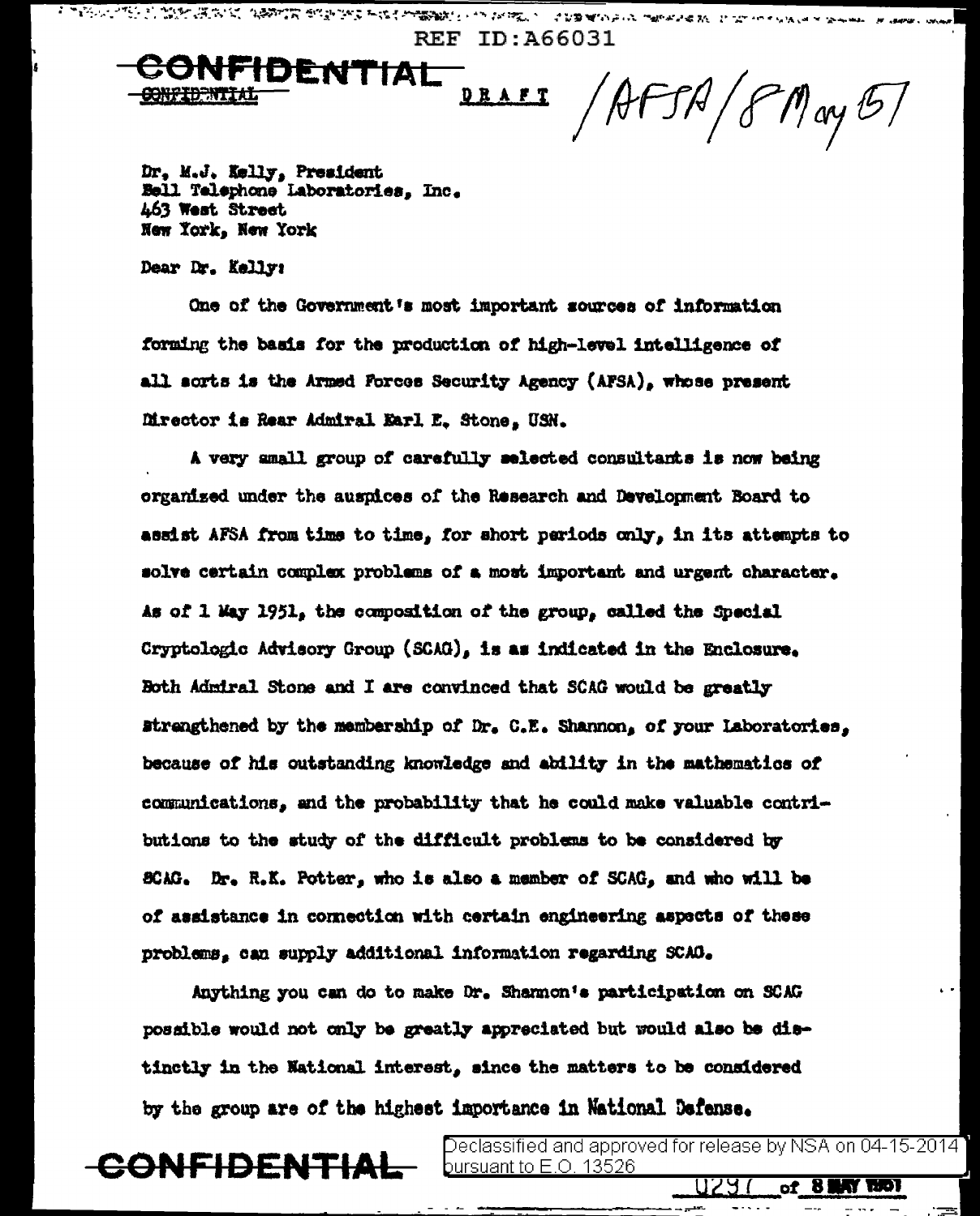REF ID:A66031

**CONFIDENTIAL**

CONFIDENTIAL

DRAFT /AFSA/8 May 51

Dr. M.J. Kelly, President
Bell Telephone Laboratories, Inc.
463 West Street
New York, New York

Dear Dr. Kelly:

One of the Government's most important sources of information forming the basis for the production of high-level intelligence of all sorts is the Armed Forces Security Agency (AFSA), whose present Director is Rear Admiral Earl E. Stone, USN.

A very small group of carefully selected consultants is now being organized under the auspices of the Research and Development Board to assist AFSA from time to time, for short periods only, in its attempts to solve certain complex problems of a most important and urgent character. As of 1 May 1951, the composition of the group, called the Special Cryptologic Advisory Group (SCAG), is as indicated in the Enclosure. Both Admiral Stone and I are convinced that SCAG would be greatly strengthened by the membership of Dr. C.E. Shannon, of your Laboratories, because of his outstanding knowledge and ability in the mathematics of communications, and the probability that he could make valuable contributions to the study of the difficult problems to be considered by SCAG. Dr. R.K. Potter, who is also a member of SCAG, and who will be of assistance in connection with certain engineering aspects of these problems, can supply additional information regarding SCAG.

Anything you can do to make Dr. Shannon's participation on SCAG possible would not only be greatly appreciated but would also be distinctly in the National interest, since the matters to be considered by the group are of the highest importance in National Defense.

**CONFIDENTIAL**

Declassified and approved for release by NSA on 04-15-2014 pursuant to E.O. 13526

0291 of 8 MAY 1951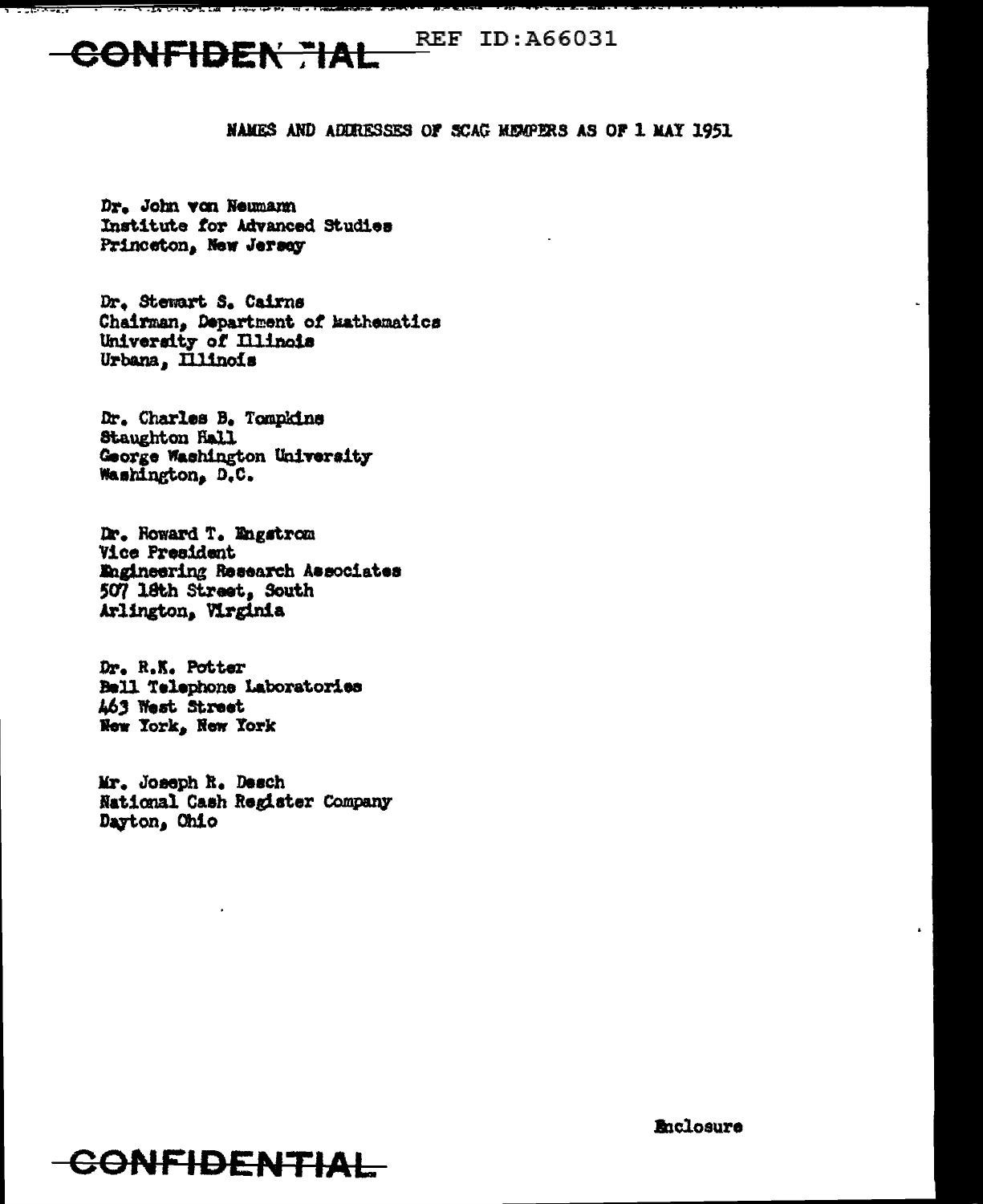CONFIDENTIAL REF ID:A66031

NAMES AND ADDRESSES OF SCAG MEMBERS AS OF 1 MAY 1951

Dr. John von Neumann
Institute for Advanced Studies
Princeton, New Jersey

Dr. Stewart S. Cairns
Chairman, Department of Mathematics
University of Illinois
Urbana, Illinois

Dr. Charles B. Tompkins
Staughton Hall
George Washington University
Washington, D.C.

Dr. Howard T. Engstrom
Vice President
Engineering Research Associates
507 18th Street, South
Arlington, Virginia

Dr. R.K. Potter
Bell Telephone Laboratories
463 West Street
New York, New York

Mr. Joseph R. Desch
National Cash Register Company
Dayton, Ohio

Enclosure

CONFIDENTIAL